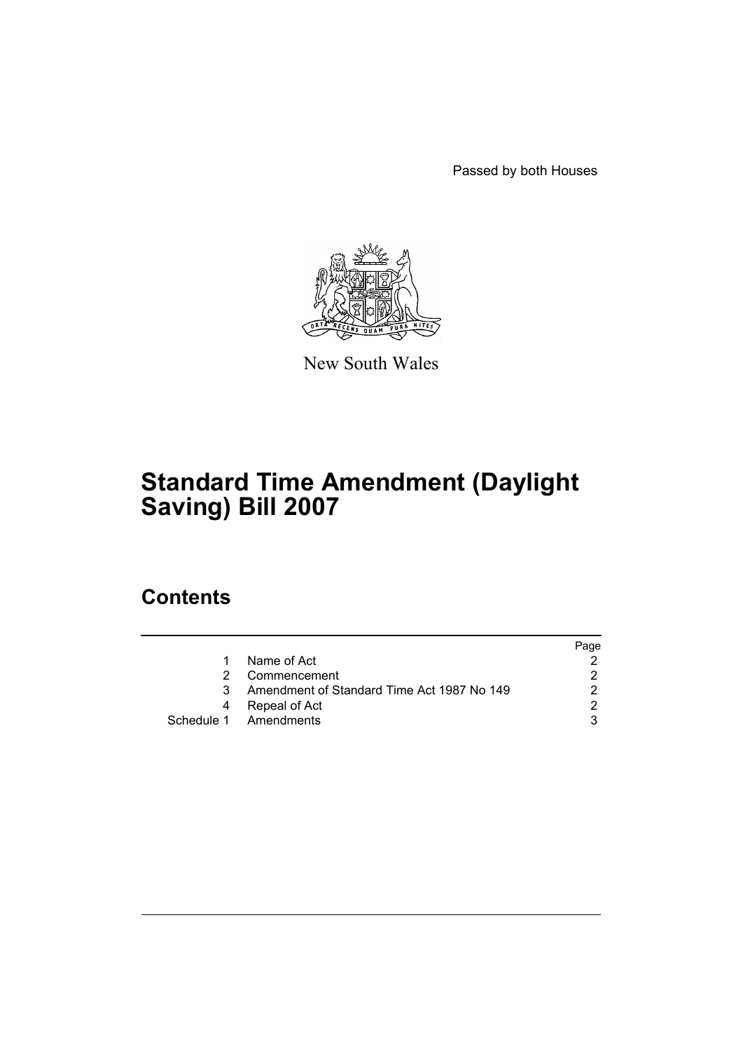Passed by both Houses

New South Wales

# Standard Time Amendment (Daylight Saving) Bill 2007

## Contents

| | | Page |
|---|---|---|
| 1 | Name of Act | 2 |
| 2 | Commencement | 2 |
| 3 | Amendment of Standard Time Act 1987 No 149 | 2 |
| 4 | Repeal of Act | 2 |
| Schedule 1 | Amendments | 3 |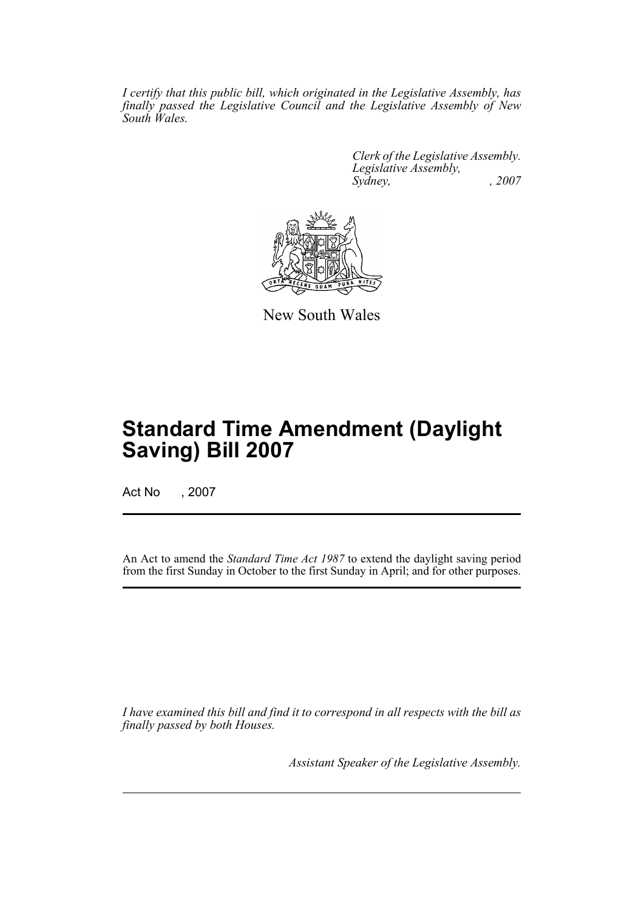*I certify that this public bill, which originated in the Legislative Assembly, has finally passed the Legislative Council and the Legislative Assembly of New South Wales.*

*Clerk of the Legislative Assembly.*
*Legislative Assembly,*
*Sydney, , 2007*

New South Wales

# Standard Time Amendment (Daylight Saving) Bill 2007

Act No , 2007

An Act to amend the *Standard Time Act 1987* to extend the daylight saving period from the first Sunday in October to the first Sunday in April; and for other purposes.

*I have examined this bill and find it to correspond in all respects with the bill as finally passed by both Houses.*

*Assistant Speaker of the Legislative Assembly.*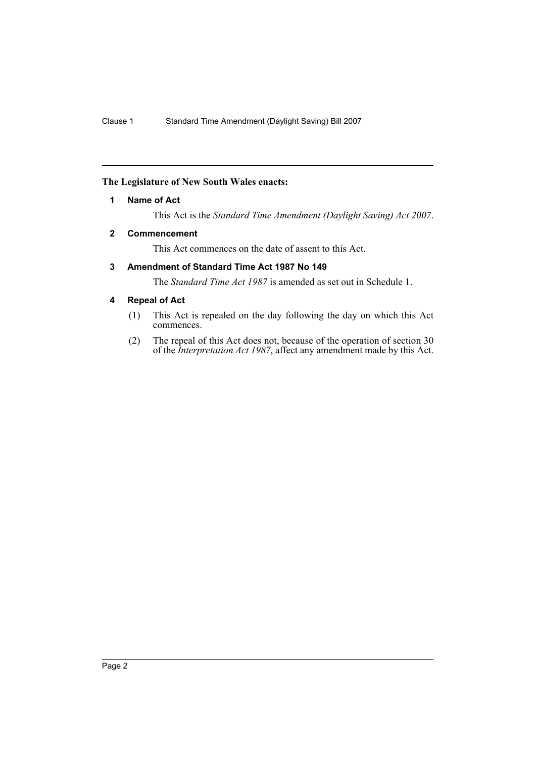**The Legislature of New South Wales enacts:**

## 1 Name of Act

This Act is the *Standard Time Amendment (Daylight Saving) Act 2007*.

## 2 Commencement

This Act commences on the date of assent to this Act.

## 3 Amendment of Standard Time Act 1987 No 149

The *Standard Time Act 1987* is amended as set out in Schedule 1.

## 4 Repeal of Act

(1) This Act is repealed on the day following the day on which this Act commences.

(2) The repeal of this Act does not, because of the operation of section 30 of the *Interpretation Act 1987*, affect any amendment made by this Act.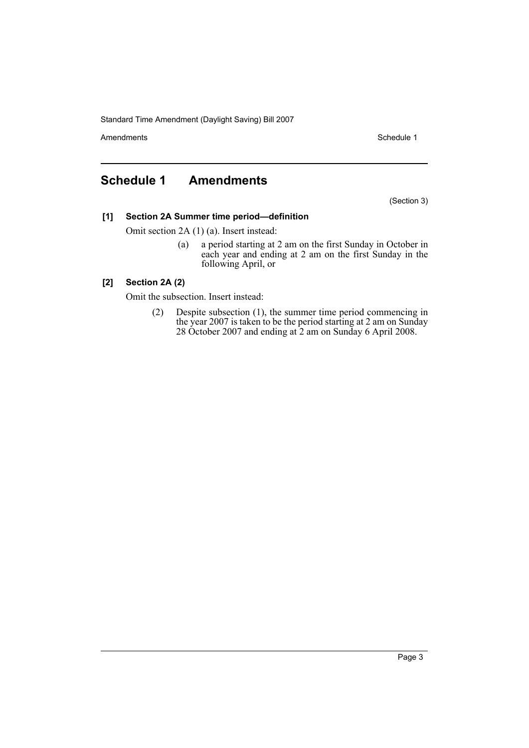## Schedule 1 Amendments

(Section 3)

**[1] Section 2A Summer time period—definition**

Omit section 2A (1) (a). Insert instead:

> (a) a period starting at 2 am on the first Sunday in October in each year and ending at 2 am on the first Sunday in the following April, or

**[2] Section 2A (2)**

Omit the subsection. Insert instead:

> (2) Despite subsection (1), the summer time period commencing in the year 2007 is taken to be the period starting at 2 am on Sunday 28 October 2007 and ending at 2 am on Sunday 6 April 2008.